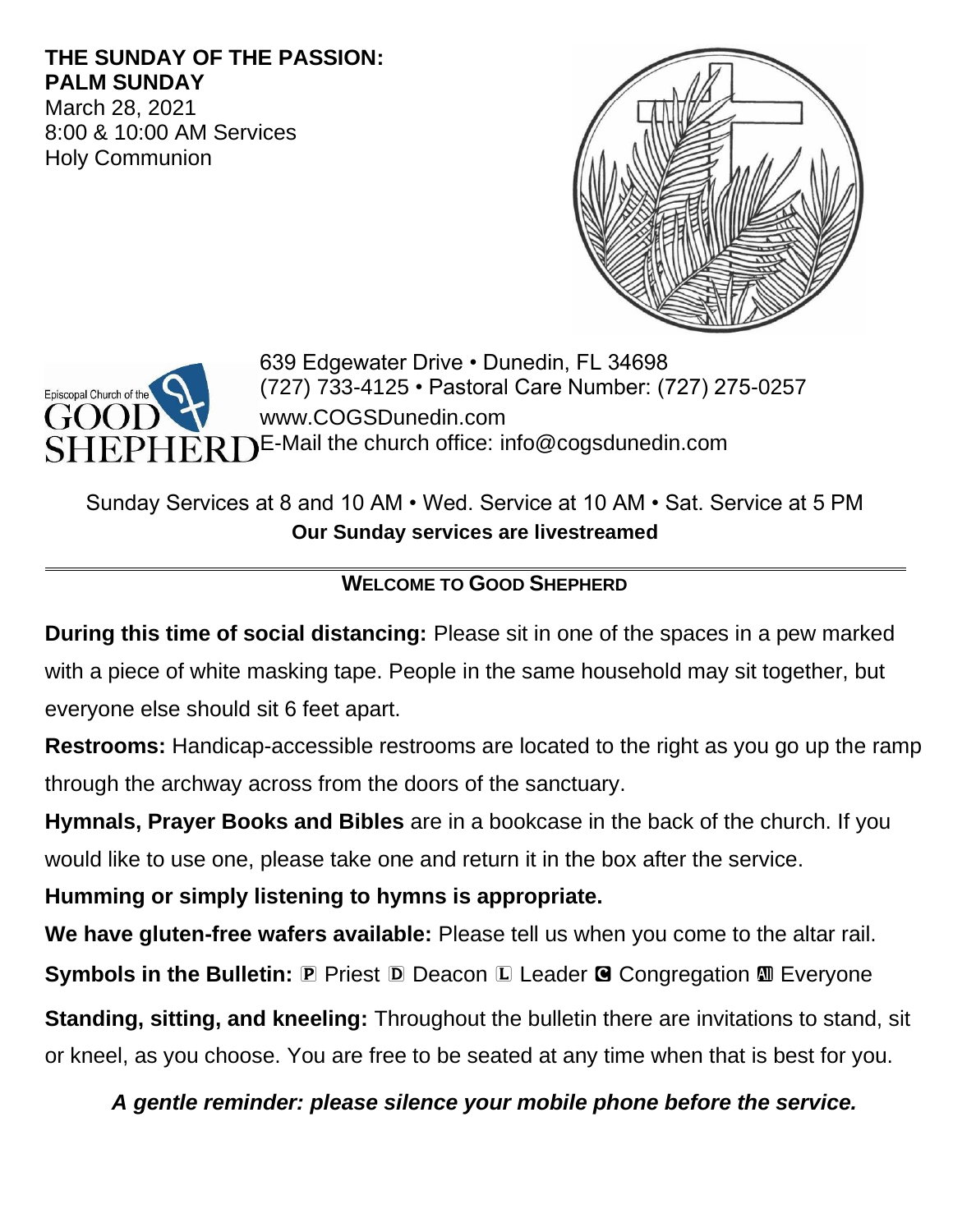**THE SUNDAY OF THE PASSION: PALM SUNDAY**
March 28, 2021
8:00 & 10:00 AM Services
Holy Communion

Episcopal Church of the GOOD SHEPHERD

639 Edgewater Drive • Dunedin, FL 34698
(727) 733-4125 • Pastoral Care Number: (727) 275-0257
www.COGSDunedin.com
E-Mail the church office: info@cogsdunedin.com

Sunday Services at 8 and 10 AM • Wed. Service at 10 AM • Sat. Service at 5 PM
**Our Sunday services are livestreamed**

---

## WELCOME TO GOOD SHEPHERD

**During this time of social distancing:** Please sit in one of the spaces in a pew marked with a piece of white masking tape. People in the same household may sit together, but everyone else should sit 6 feet apart.

**Restrooms:** Handicap-accessible restrooms are located to the right as you go up the ramp through the archway across from the doors of the sanctuary.

**Hymnals, Prayer Books and Bibles** are in a bookcase in the back of the church. If you would like to use one, please take one and return it in the box after the service.

**Humming or simply listening to hymns is appropriate.**

**We have gluten-free wafers available:** Please tell us when you come to the altar rail.

**Symbols in the Bulletin:** 🅟 Priest 🅓 Deacon 🅛 Leader 🅒 Congregation 🅐 Everyone

**Standing, sitting, and kneeling:** Throughout the bulletin there are invitations to stand, sit or kneel, as you choose. You are free to be seated at any time when that is best for you.

***A gentle reminder: please silence your mobile phone before the service.***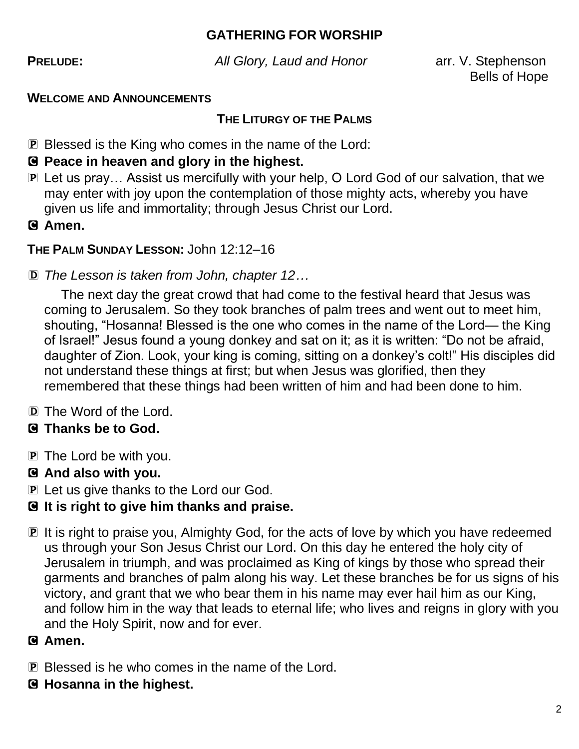## GATHERING FOR WORSHIP

**PRELUDE:** *All Glory, Laud and Honor* arr. V. Stephenson
Bells of Hope

**WELCOME AND ANNOUNCEMENTS**

### THE LITURGY OF THE PALMS

P Blessed is the King who comes in the name of the Lord:

**C Peace in heaven and glory in the highest.**

P Let us pray… Assist us mercifully with your help, O Lord God of our salvation, that we may enter with joy upon the contemplation of those mighty acts, whereby you have given us life and immortality; through Jesus Christ our Lord.

**C Amen.**

**THE PALM SUNDAY LESSON:** John 12:12–16

D *The Lesson is taken from John, chapter 12…*

The next day the great crowd that had come to the festival heard that Jesus was coming to Jerusalem. So they took branches of palm trees and went out to meet him, shouting, "Hosanna! Blessed is the one who comes in the name of the Lord— the King of Israel!" Jesus found a young donkey and sat on it; as it is written: "Do not be afraid, daughter of Zion. Look, your king is coming, sitting on a donkey's colt!" His disciples did not understand these things at first; but when Jesus was glorified, then they remembered that these things had been written of him and had been done to him.

D The Word of the Lord.

**C Thanks be to God.**

P The Lord be with you.

**C And also with you.**

P Let us give thanks to the Lord our God.

**C It is right to give him thanks and praise.**

P It is right to praise you, Almighty God, for the acts of love by which you have redeemed us through your Son Jesus Christ our Lord. On this day he entered the holy city of Jerusalem in triumph, and was proclaimed as King of kings by those who spread their garments and branches of palm along his way. Let these branches be for us signs of his victory, and grant that we who bear them in his name may ever hail him as our King, and follow him in the way that leads to eternal life; who lives and reigns in glory with you and the Holy Spirit, now and for ever.

**C Amen.**

P Blessed is he who comes in the name of the Lord.

**C Hosanna in the highest.**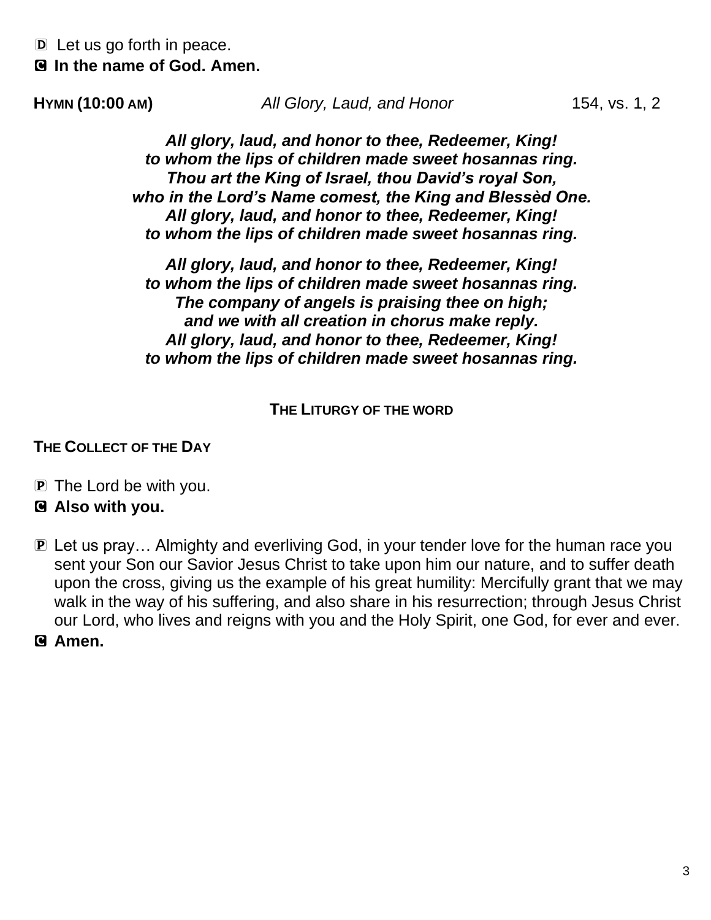D Let us go forth in peace.

**C In the name of God. Amen.**

**HYMN (10:00 AM)** *All Glory, Laud, and Honor* 154, vs. 1, 2

***All glory, laud, and honor to thee, Redeemer, King!***
***to whom the lips of children made sweet hosannas ring.***
***Thou art the King of Israel, thou David's royal Son,***
***who in the Lord's Name comest, the King and Blessèd One.***
***All glory, laud, and honor to thee, Redeemer, King!***
***to whom the lips of children made sweet hosannas ring.***

***All glory, laud, and honor to thee, Redeemer, King!***
***to whom the lips of children made sweet hosannas ring.***
***The company of angels is praising thee on high;***
***and we with all creation in chorus make reply.***
***All glory, laud, and honor to thee, Redeemer, King!***
***to whom the lips of children made sweet hosannas ring.***

## THE LITURGY OF THE WORD

**THE COLLECT OF THE DAY**

P The Lord be with you.

**C Also with you.**

P Let us pray… Almighty and everliving God, in your tender love for the human race you sent your Son our Savior Jesus Christ to take upon him our nature, and to suffer death upon the cross, giving us the example of his great humility: Mercifully grant that we may walk in the way of his suffering, and also share in his resurrection; through Jesus Christ our Lord, who lives and reigns with you and the Holy Spirit, one God, for ever and ever.

**C Amen.**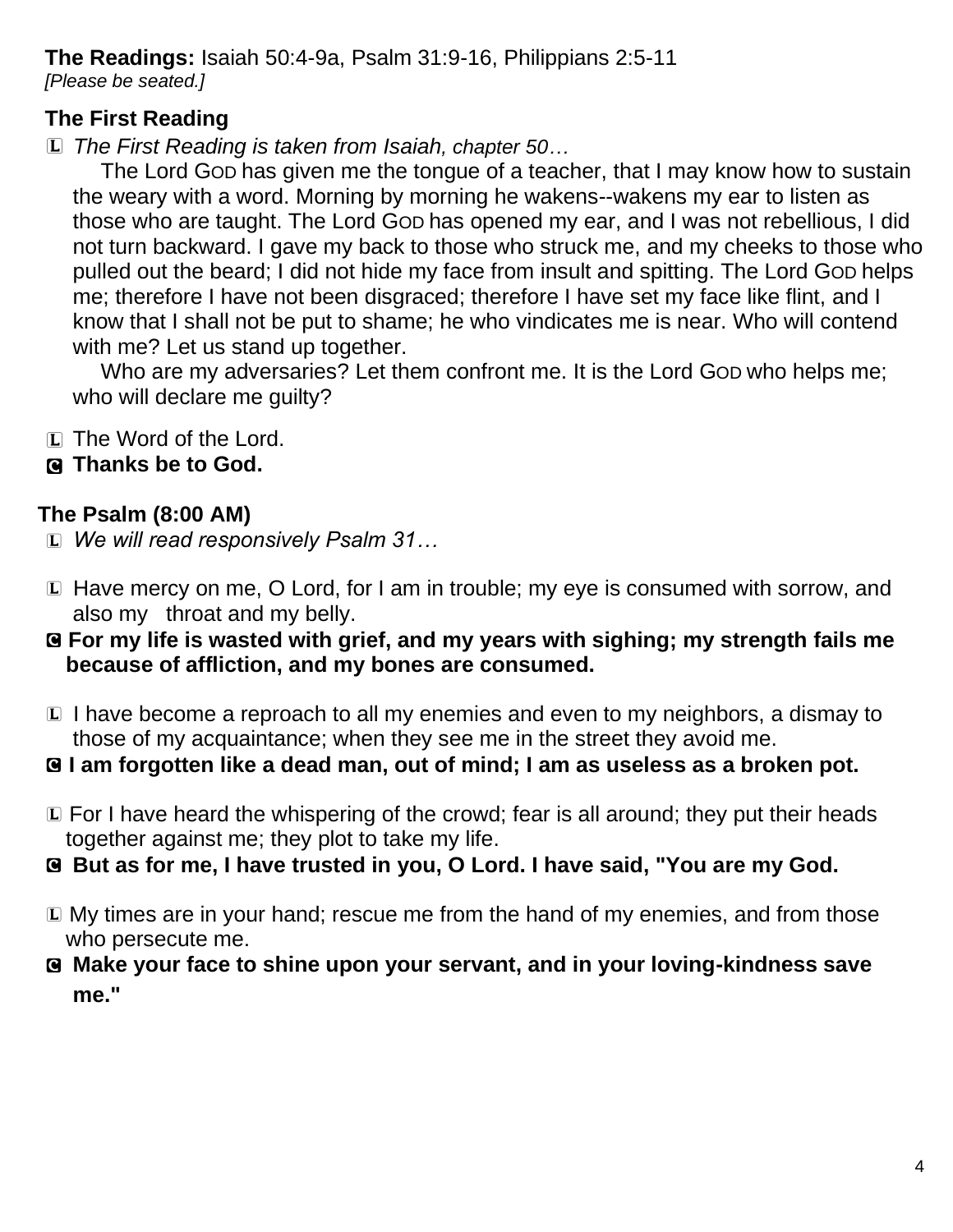**The Readings:** Isaiah 50:4-9a, Psalm 31:9-16, Philippians 2:5-11
*[Please be seated.]*

### The First Reading

L *The First Reading is taken from Isaiah, chapter 50…*

The Lord GOD has given me the tongue of a teacher, that I may know how to sustain the weary with a word. Morning by morning he wakens--wakens my ear to listen as those who are taught. The Lord GOD has opened my ear, and I was not rebellious, I did not turn backward. I gave my back to those who struck me, and my cheeks to those who pulled out the beard; I did not hide my face from insult and spitting. The Lord GOD helps me; therefore I have not been disgraced; therefore I have set my face like flint, and I know that I shall not be put to shame; he who vindicates me is near. Who will contend with me? Let us stand up together.

Who are my adversaries? Let them confront me. It is the Lord GOD who helps me; who will declare me guilty?

L The Word of the Lord.
**C Thanks be to God.**

### The Psalm (8:00 AM)

L *We will read responsively Psalm 31…*

L Have mercy on me, O Lord, for I am in trouble; my eye is consumed with sorrow, and also my throat and my belly.
**C For my life is wasted with grief, and my years with sighing; my strength fails me because of affliction, and my bones are consumed.**

L I have become a reproach to all my enemies and even to my neighbors, a dismay to those of my acquaintance; when they see me in the street they avoid me.
**C I am forgotten like a dead man, out of mind; I am as useless as a broken pot.**

L For I have heard the whispering of the crowd; fear is all around; they put their heads together against me; they plot to take my life.
**C But as for me, I have trusted in you, O Lord. I have said, "You are my God.**

L My times are in your hand; rescue me from the hand of my enemies, and from those who persecute me.
**C Make your face to shine upon your servant, and in your loving-kindness save me."**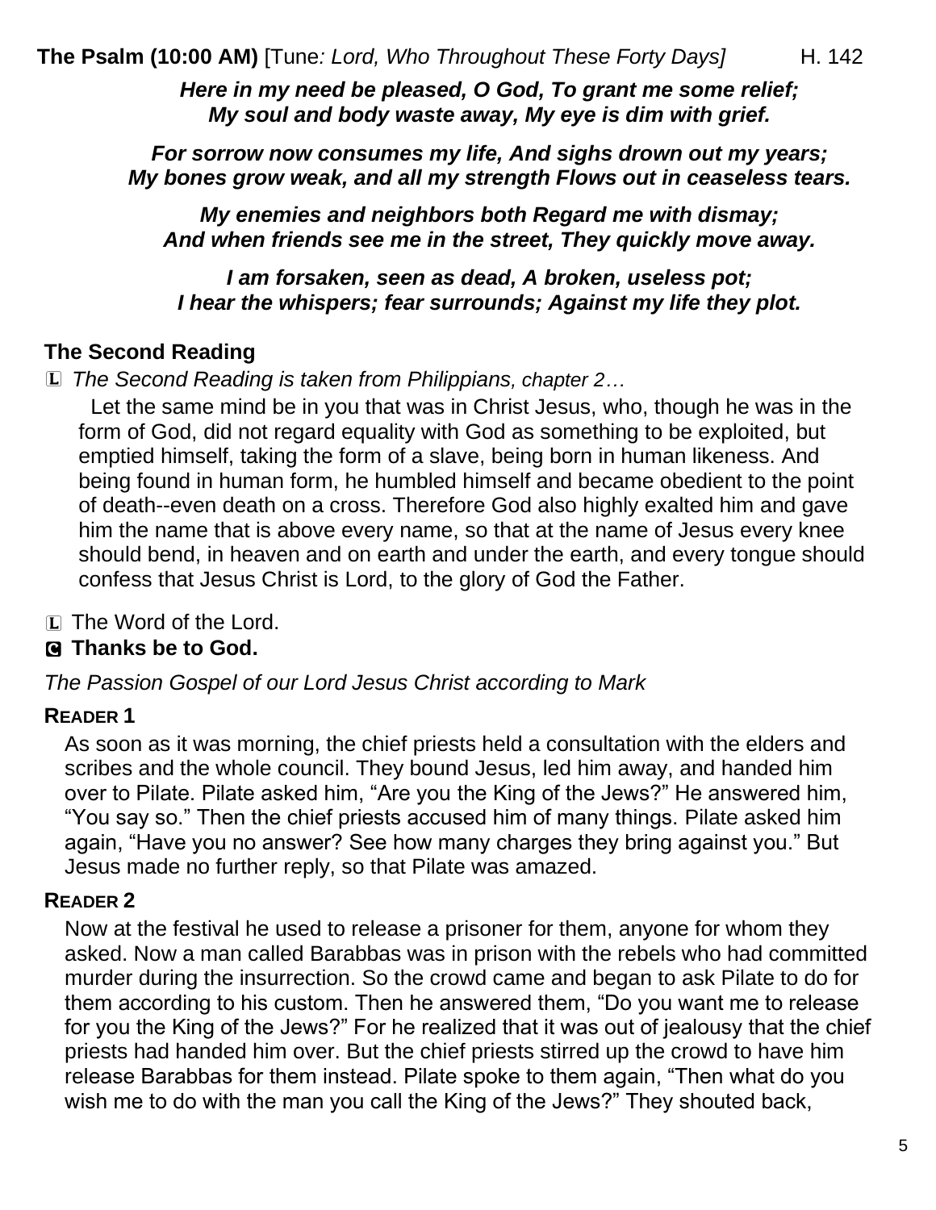**The Psalm (10:00 AM)** [Tune*: Lord, Who Throughout These Forty Days]* H. 142

***Here in my need be pleased, O God, To grant me some relief;***
***My soul and body waste away, My eye is dim with grief.***

***For sorrow now consumes my life, And sighs drown out my years;***
***My bones grow weak, and all my strength Flows out in ceaseless tears.***

***My enemies and neighbors both Regard me with dismay;***
***And when friends see me in the street, They quickly move away.***

***I am forsaken, seen as dead, A broken, useless pot;***
***I hear the whispers; fear surrounds; Against my life they plot.***

## The Second Reading

L *The Second Reading is taken from Philippians, chapter 2…*

Let the same mind be in you that was in Christ Jesus, who, though he was in the form of God, did not regard equality with God as something to be exploited, but emptied himself, taking the form of a slave, being born in human likeness. And being found in human form, he humbled himself and became obedient to the point of death--even death on a cross. Therefore God also highly exalted him and gave him the name that is above every name, so that at the name of Jesus every knee should bend, in heaven and on earth and under the earth, and every tongue should confess that Jesus Christ is Lord, to the glory of God the Father.

L The Word of the Lord.
**C Thanks be to God.**

*The Passion Gospel of our Lord Jesus Christ according to Mark*

**READER 1**

As soon as it was morning, the chief priests held a consultation with the elders and scribes and the whole council. They bound Jesus, led him away, and handed him over to Pilate. Pilate asked him, “Are you the King of the Jews?” He answered him, “You say so.” Then the chief priests accused him of many things. Pilate asked him again, “Have you no answer? See how many charges they bring against you.” But Jesus made no further reply, so that Pilate was amazed.

**READER 2**

Now at the festival he used to release a prisoner for them, anyone for whom they asked. Now a man called Barabbas was in prison with the rebels who had committed murder during the insurrection. So the crowd came and began to ask Pilate to do for them according to his custom. Then he answered them, “Do you want me to release for you the King of the Jews?” For he realized that it was out of jealousy that the chief priests had handed him over. But the chief priests stirred up the crowd to have him release Barabbas for them instead. Pilate spoke to them again, “Then what do you wish me to do with the man you call the King of the Jews?” They shouted back,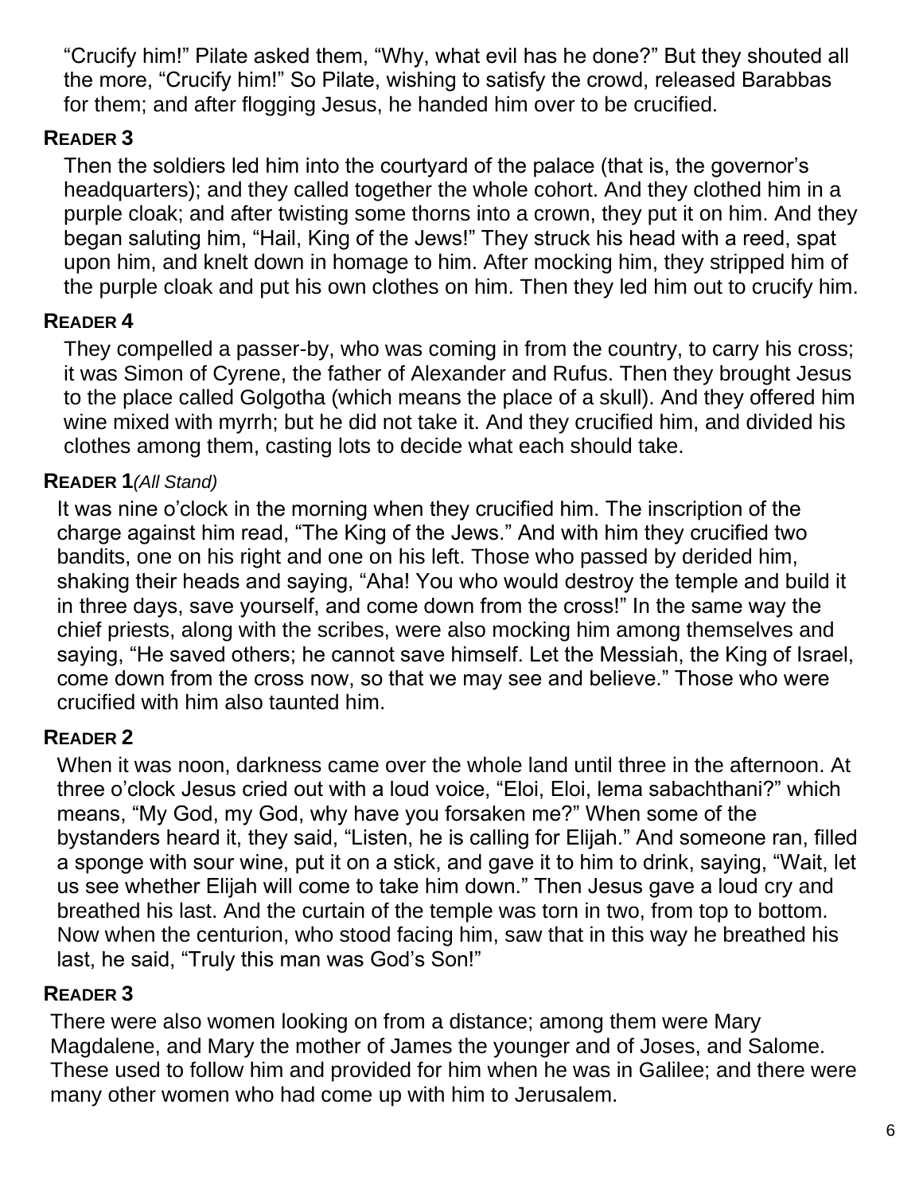"Crucify him!" Pilate asked them, "Why, what evil has he done?" But they shouted all the more, "Crucify him!" So Pilate, wishing to satisfy the crowd, released Barabbas for them; and after flogging Jesus, he handed him over to be crucified.

**READER 3**

Then the soldiers led him into the courtyard of the palace (that is, the governor's headquarters); and they called together the whole cohort. And they clothed him in a purple cloak; and after twisting some thorns into a crown, they put it on him. And they began saluting him, "Hail, King of the Jews!" They struck his head with a reed, spat upon him, and knelt down in homage to him. After mocking him, they stripped him of the purple cloak and put his own clothes on him. Then they led him out to crucify him.

**READER 4**

They compelled a passer-by, who was coming in from the country, to carry his cross; it was Simon of Cyrene, the father of Alexander and Rufus. Then they brought Jesus to the place called Golgotha (which means the place of a skull). And they offered him wine mixed with myrrh; but he did not take it. And they crucified him, and divided his clothes among them, casting lots to decide what each should take.

**READER 1***(All Stand)*

It was nine o'clock in the morning when they crucified him. The inscription of the charge against him read, "The King of the Jews." And with him they crucified two bandits, one on his right and one on his left. Those who passed by derided him, shaking their heads and saying, "Aha! You who would destroy the temple and build it in three days, save yourself, and come down from the cross!" In the same way the chief priests, along with the scribes, were also mocking him among themselves and saying, "He saved others; he cannot save himself. Let the Messiah, the King of Israel, come down from the cross now, so that we may see and believe." Those who were crucified with him also taunted him.

**READER 2**

When it was noon, darkness came over the whole land until three in the afternoon. At three o'clock Jesus cried out with a loud voice, "Eloi, Eloi, lema sabachthani?" which means, "My God, my God, why have you forsaken me?" When some of the bystanders heard it, they said, "Listen, he is calling for Elijah." And someone ran, filled a sponge with sour wine, put it on a stick, and gave it to him to drink, saying, "Wait, let us see whether Elijah will come to take him down." Then Jesus gave a loud cry and breathed his last. And the curtain of the temple was torn in two, from top to bottom. Now when the centurion, who stood facing him, saw that in this way he breathed his last, he said, "Truly this man was God's Son!"

**READER 3**

There were also women looking on from a distance; among them were Mary Magdalene, and Mary the mother of James the younger and of Joses, and Salome. These used to follow him and provided for him when he was in Galilee; and there were many other women who had come up with him to Jerusalem.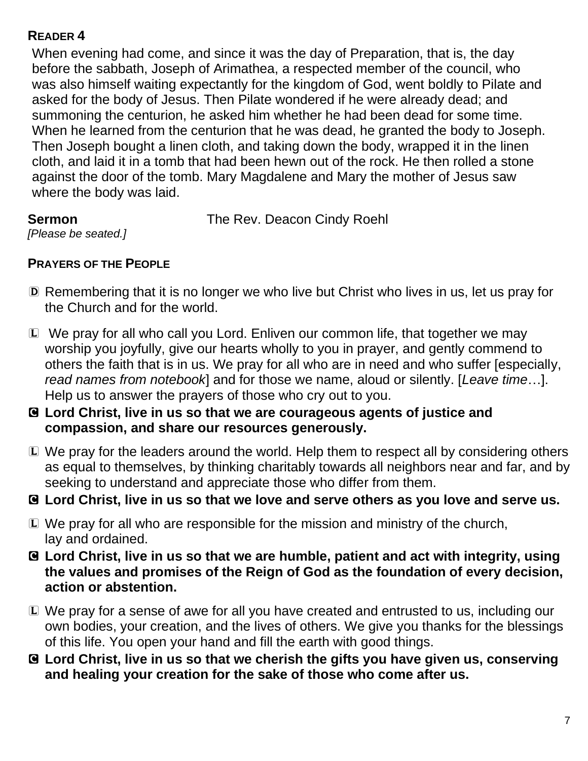**READER 4**

When evening had come, and since it was the day of Preparation, that is, the day before the sabbath, Joseph of Arimathea, a respected member of the council, who was also himself waiting expectantly for the kingdom of God, went boldly to Pilate and asked for the body of Jesus. Then Pilate wondered if he were already dead; and summoning the centurion, he asked him whether he had been dead for some time. When he learned from the centurion that he was dead, he granted the body to Joseph. Then Joseph bought a linen cloth, and taking down the body, wrapped it in the linen cloth, and laid it in a tomb that had been hewn out of the rock. He then rolled a stone against the door of the tomb. Mary Magdalene and Mary the mother of Jesus saw where the body was laid.

**Sermon** The Rev. Deacon Cindy Roehl
*[Please be seated.]*

**PRAYERS OF THE PEOPLE**

D Remembering that it is no longer we who live but Christ who lives in us, let us pray for the Church and for the world.

L We pray for all who call you Lord. Enliven our common life, that together we may worship you joyfully, give our hearts wholly to you in prayer, and gently commend to others the faith that is in us. We pray for all who are in need and who suffer [especially, *read names from notebook*] and for those we name, aloud or silently. [*Leave time*…]. Help us to answer the prayers of those who cry out to you.

**C Lord Christ, live in us so that we are courageous agents of justice and compassion, and share our resources generously.**

L We pray for the leaders around the world. Help them to respect all by considering others as equal to themselves, by thinking charitably towards all neighbors near and far, and by seeking to understand and appreciate those who differ from them.

**C Lord Christ, live in us so that we love and serve others as you love and serve us.**

L We pray for all who are responsible for the mission and ministry of the church, lay and ordained.

**C Lord Christ, live in us so that we are humble, patient and act with integrity, using the values and promises of the Reign of God as the foundation of every decision, action or abstention.**

L We pray for a sense of awe for all you have created and entrusted to us, including our own bodies, your creation, and the lives of others. We give you thanks for the blessings of this life. You open your hand and fill the earth with good things.

**C Lord Christ, live in us so that we cherish the gifts you have given us, conserving and healing your creation for the sake of those who come after us.**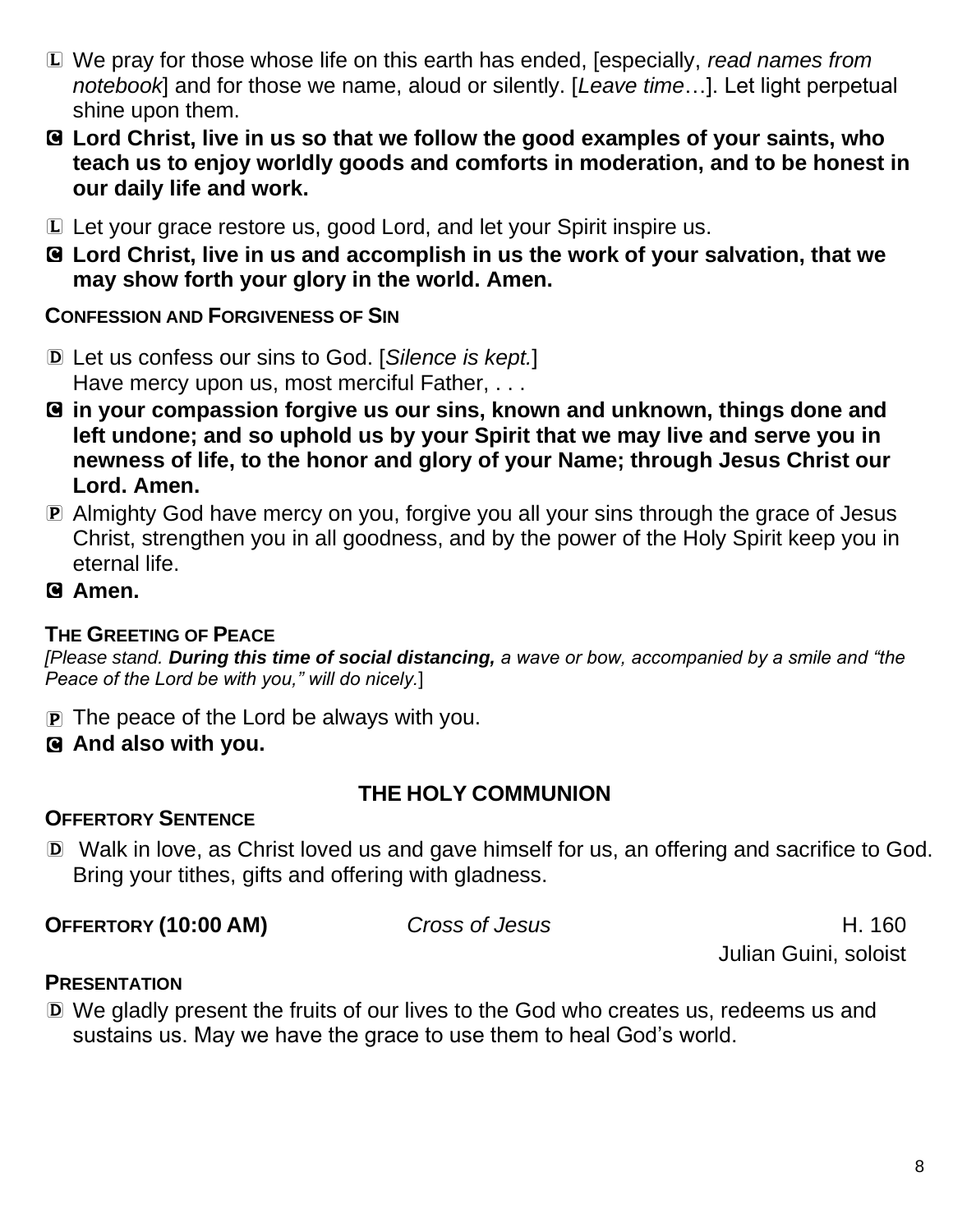L We pray for those whose life on this earth has ended, [especially, *read names from notebook*] and for those we name, aloud or silently. [*Leave time*…]. Let light perpetual shine upon them.

**C Lord Christ, live in us so that we follow the good examples of your saints, who teach us to enjoy worldly goods and comforts in moderation, and to be honest in our daily life and work.**

L Let your grace restore us, good Lord, and let your Spirit inspire us.

**C Lord Christ, live in us and accomplish in us the work of your salvation, that we may show forth your glory in the world. Amen.**

**CONFESSION AND FORGIVENESS OF SIN**

D Let us confess our sins to God. [*Silence is kept.*]
Have mercy upon us, most merciful Father, . . .

**C in your compassion forgive us our sins, known and unknown, things done and left undone; and so uphold us by your Spirit that we may live and serve you in newness of life, to the honor and glory of your Name; through Jesus Christ our Lord. Amen.**

P Almighty God have mercy on you, forgive you all your sins through the grace of Jesus Christ, strengthen you in all goodness, and by the power of the Holy Spirit keep you in eternal life.

**C Amen.**

**THE GREETING OF PEACE**

*[Please stand.* ***During this time of social distancing,*** *a wave or bow, accompanied by a smile and "the Peace of the Lord be with you," will do nicely.*]

P The peace of the Lord be always with you.

**C And also with you.**

## THE HOLY COMMUNION

**OFFERTORY SENTENCE**

D Walk in love, as Christ loved us and gave himself for us, an offering and sacrifice to God. Bring your tithes, gifts and offering with gladness.

**OFFERTORY (10:00 AM)** *Cross of Jesus* H. 160
Julian Guini, soloist

**PRESENTATION**

D We gladly present the fruits of our lives to the God who creates us, redeems us and sustains us. May we have the grace to use them to heal God's world.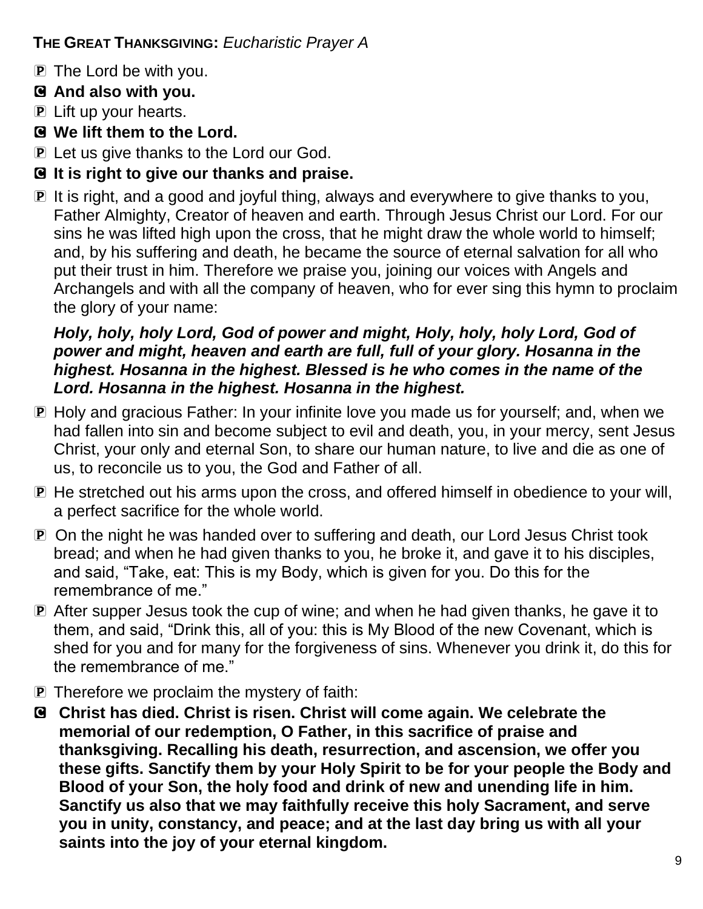**THE GREAT THANKSGIVING:** *Eucharistic Prayer A*

P The Lord be with you.

**C And also with you.**

P Lift up your hearts.

**C We lift them to the Lord.**

P Let us give thanks to the Lord our God.

**C It is right to give our thanks and praise.**

P It is right, and a good and joyful thing, always and everywhere to give thanks to you, Father Almighty, Creator of heaven and earth. Through Jesus Christ our Lord. For our sins he was lifted high upon the cross, that he might draw the whole world to himself; and, by his suffering and death, he became the source of eternal salvation for all who put their trust in him. Therefore we praise you, joining our voices with Angels and Archangels and with all the company of heaven, who for ever sing this hymn to proclaim the glory of your name:

***Holy, holy, holy Lord, God of power and might, Holy, holy, holy Lord, God of power and might, heaven and earth are full, full of your glory. Hosanna in the highest. Hosanna in the highest. Blessed is he who comes in the name of the Lord. Hosanna in the highest. Hosanna in the highest.***

P Holy and gracious Father: In your infinite love you made us for yourself; and, when we had fallen into sin and become subject to evil and death, you, in your mercy, sent Jesus Christ, your only and eternal Son, to share our human nature, to live and die as one of us, to reconcile us to you, the God and Father of all.

P He stretched out his arms upon the cross, and offered himself in obedience to your will, a perfect sacrifice for the whole world.

P On the night he was handed over to suffering and death, our Lord Jesus Christ took bread; and when he had given thanks to you, he broke it, and gave it to his disciples, and said, "Take, eat: This is my Body, which is given for you. Do this for the remembrance of me."

P After supper Jesus took the cup of wine; and when he had given thanks, he gave it to them, and said, "Drink this, all of you: this is My Blood of the new Covenant, which is shed for you and for many for the forgiveness of sins. Whenever you drink it, do this for the remembrance of me."

P Therefore we proclaim the mystery of faith:

**C Christ has died. Christ is risen. Christ will come again. We celebrate the memorial of our redemption, O Father, in this sacrifice of praise and thanksgiving. Recalling his death, resurrection, and ascension, we offer you these gifts. Sanctify them by your Holy Spirit to be for your people the Body and Blood of your Son, the holy food and drink of new and unending life in him. Sanctify us also that we may faithfully receive this holy Sacrament, and serve you in unity, constancy, and peace; and at the last day bring us with all your saints into the joy of your eternal kingdom.**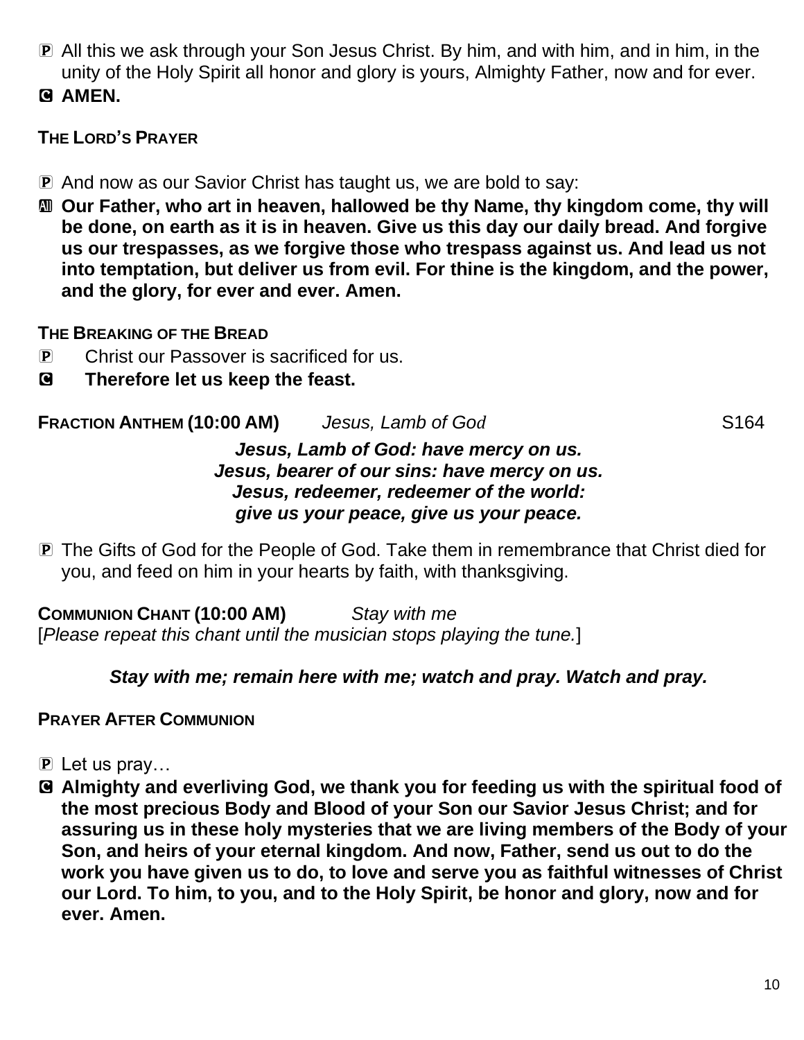P All this we ask through your Son Jesus Christ. By him, and with him, and in him, in the unity of the Holy Spirit all honor and glory is yours, Almighty Father, now and for ever.

C **AMEN.**

**THE LORD'S PRAYER**

P And now as our Savior Christ has taught us, we are bold to say:

All **Our Father, who art in heaven, hallowed be thy Name, thy kingdom come, thy will be done, on earth as it is in heaven. Give us this day our daily bread. And forgive us our trespasses, as we forgive those who trespass against us. And lead us not into temptation, but deliver us from evil. For thine is the kingdom, and the power, and the glory, for ever and ever. Amen.**

**THE BREAKING OF THE BREAD**

P Christ our Passover is sacrificed for us.

C **Therefore let us keep the feast.**

**FRACTION ANTHEM (10:00 AM)** *Jesus, Lamb of God* S164

***Jesus, Lamb of God: have mercy on us.***
***Jesus, bearer of our sins: have mercy on us.***
***Jesus, redeemer, redeemer of the world:***
***give us your peace, give us your peace.***

P The Gifts of God for the People of God. Take them in remembrance that Christ died for you, and feed on him in your hearts by faith, with thanksgiving.

**COMMUNION CHANT (10:00 AM)** *Stay with me*
[*Please repeat this chant until the musician stops playing the tune.*]

***Stay with me; remain here with me; watch and pray. Watch and pray.***

**PRAYER AFTER COMMUNION**

P Let us pray…

C **Almighty and everliving God, we thank you for feeding us with the spiritual food of the most precious Body and Blood of your Son our Savior Jesus Christ; and for assuring us in these holy mysteries that we are living members of the Body of your Son, and heirs of your eternal kingdom. And now, Father, send us out to do the work you have given us to do, to love and serve you as faithful witnesses of Christ our Lord. To him, to you, and to the Holy Spirit, be honor and glory, now and for ever. Amen.**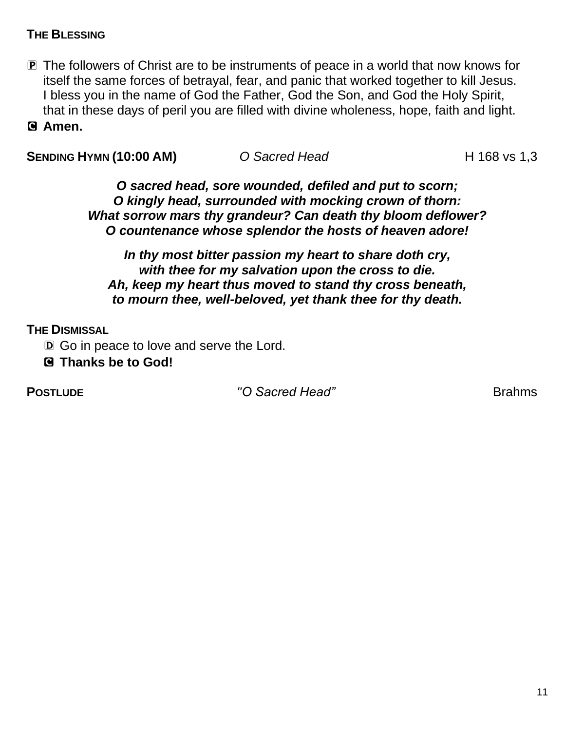**THE BLESSING**

Ⓟ The followers of Christ are to be instruments of peace in a world that now knows for itself the same forces of betrayal, fear, and panic that worked together to kill Jesus. I bless you in the name of God the Father, God the Son, and God the Holy Spirit, that in these days of peril you are filled with divine wholeness, hope, faith and light.

Ⓒ **Amen.**

**SENDING HYMN (10:00 AM)** *O Sacred Head* H 168 vs 1,3

***O sacred head, sore wounded, defiled and put to scorn;***
***O kingly head, surrounded with mocking crown of thorn:***
***What sorrow mars thy grandeur? Can death thy bloom deflower?***
***O countenance whose splendor the hosts of heaven adore!***

***In thy most bitter passion my heart to share doth cry,***
***with thee for my salvation upon the cross to die.***
***Ah, keep my heart thus moved to stand thy cross beneath,***
***to mourn thee, well-beloved, yet thank thee for thy death.***

**THE DISMISSAL**

Ⓓ Go in peace to love and serve the Lord.

Ⓒ **Thanks be to God!**

**POSTLUDE** *"O Sacred Head"* Brahms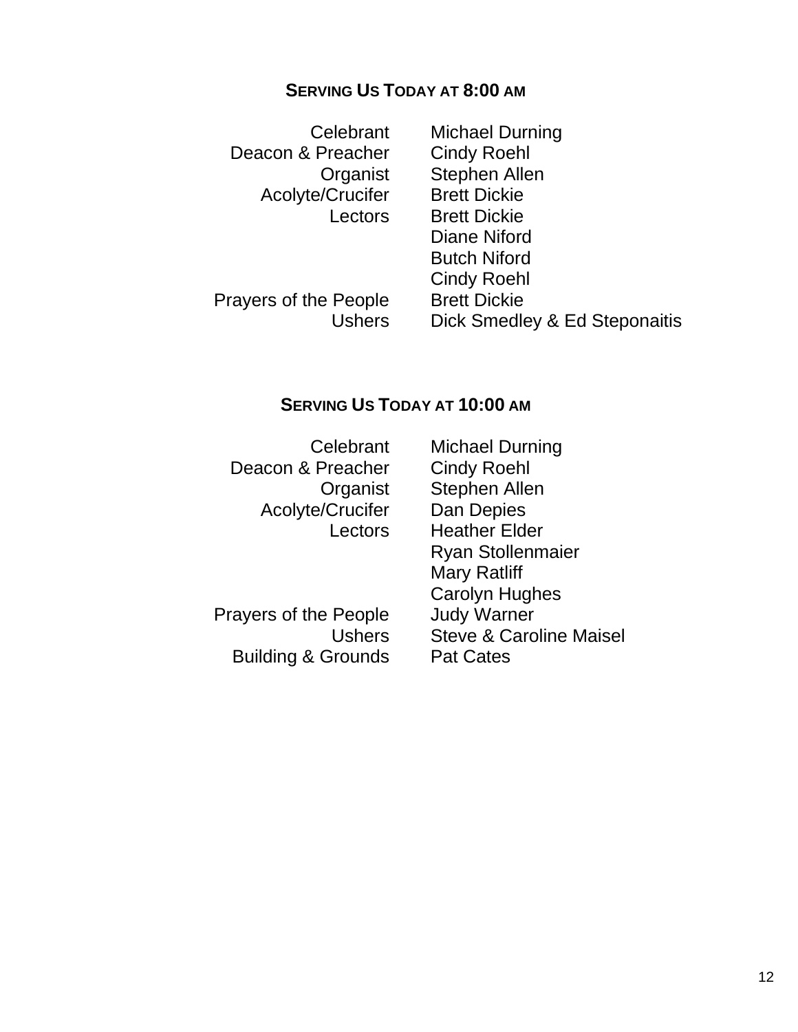## SERVING US TODAY AT 8:00 AM

| | |
|---|---|
| Celebrant | Michael Durning |
| Deacon & Preacher | Cindy Roehl |
| Organist | Stephen Allen |
| Acolyte/Crucifer | Brett Dickie |
| Lectors | Brett Dickie |
| | Diane Niford |
| | Butch Niford |
| | Cindy Roehl |
| Prayers of the People | Brett Dickie |
| Ushers | Dick Smedley & Ed Steponaitis |

## SERVING US TODAY AT 10:00 AM

| | |
|---|---|
| Celebrant | Michael Durning |
| Deacon & Preacher | Cindy Roehl |
| Organist | Stephen Allen |
| Acolyte/Crucifer | Dan Depies |
| Lectors | Heather Elder |
| | Ryan Stollenmaier |
| | Mary Ratliff |
| | Carolyn Hughes |
| Prayers of the People | Judy Warner |
| Ushers | Steve & Caroline Maisel |
| Building & Grounds | Pat Cates |